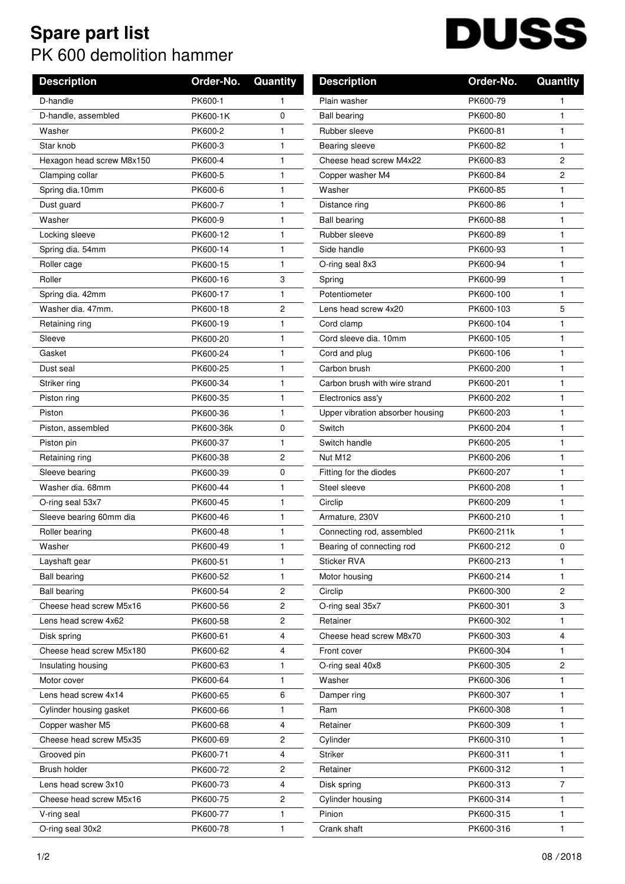# Spare part list

## PK 600 demolition hammer

DUSS

| Description | Order-No. | Quantity |
|---|---|---|
| D-handle | PK600-1 | 1 |
| D-handle, assembled | PK600-1K | 0 |
| Washer | PK600-2 | 1 |
| Star knob | PK600-3 | 1 |
| Hexagon head screw M8x150 | PK600-4 | 1 |
| Clamping collar | PK600-5 | 1 |
| Spring dia.10mm | PK600-6 | 1 |
| Dust guard | PK600-7 | 1 |
| Washer | PK600-9 | 1 |
| Locking sleeve | PK600-12 | 1 |
| Spring dia. 54mm | PK600-14 | 1 |
| Roller cage | PK600-15 | 1 |
| Roller | PK600-16 | 3 |
| Spring dia. 42mm | PK600-17 | 1 |
| Washer dia. 47mm. | PK600-18 | 2 |
| Retaining ring | PK600-19 | 1 |
| Sleeve | PK600-20 | 1 |
| Gasket | PK600-24 | 1 |
| Dust seal | PK600-25 | 1 |
| Striker ring | PK600-34 | 1 |
| Piston ring | PK600-35 | 1 |
| Piston | PK600-36 | 1 |
| Piston, assembled | PK600-36k | 0 |
| Piston pin | PK600-37 | 1 |
| Retaining ring | PK600-38 | 2 |
| Sleeve bearing | PK600-39 | 0 |
| Washer dia. 68mm | PK600-44 | 1 |
| O-ring seal 53x7 | PK600-45 | 1 |
| Sleeve bearing 60mm dia | PK600-46 | 1 |
| Roller bearing | PK600-48 | 1 |
| Washer | PK600-49 | 1 |
| Layshaft gear | PK600-51 | 1 |
| Ball bearing | PK600-52 | 1 |
| Ball bearing | PK600-54 | 2 |
| Cheese head screw M5x16 | PK600-56 | 2 |
| Lens head screw 4x62 | PK600-58 | 2 |
| Disk spring | PK600-61 | 4 |
| Cheese head screw M5x180 | PK600-62 | 4 |
| Insulating housing | PK600-63 | 1 |
| Motor cover | PK600-64 | 1 |
| Lens head screw 4x14 | PK600-65 | 6 |
| Cylinder housing gasket | PK600-66 | 1 |
| Copper washer M5 | PK600-68 | 4 |
| Cheese head screw M5x35 | PK600-69 | 2 |
| Grooved pin | PK600-71 | 4 |
| Brush holder | PK600-72 | 2 |
| Lens head screw 3x10 | PK600-73 | 4 |
| Cheese head screw M5x16 | PK600-75 | 2 |
| V-ring seal | PK600-77 | 1 |
| O-ring seal 30x2 | PK600-78 | 1 |
| Plain washer | PK600-79 | 1 |
| Ball bearing | PK600-80 | 1 |
| Rubber sleeve | PK600-81 | 1 |
| Bearing sleeve | PK600-82 | 1 |
| Cheese head screw M4x22 | PK600-83 | 2 |
| Copper washer M4 | PK600-84 | 2 |
| Washer | PK600-85 | 1 |
| Distance ring | PK600-86 | 1 |
| Ball bearing | PK600-88 | 1 |
| Rubber sleeve | PK600-89 | 1 |
| Side handle | PK600-93 | 1 |
| O-ring seal 8x3 | PK600-94 | 1 |
| Spring | PK600-99 | 1 |
| Potentiometer | PK600-100 | 1 |
| Lens head screw 4x20 | PK600-103 | 5 |
| Cord clamp | PK600-104 | 1 |
| Cord sleeve dia. 10mm | PK600-105 | 1 |
| Cord and plug | PK600-106 | 1 |
| Carbon brush | PK600-200 | 1 |
| Carbon brush with wire strand | PK600-201 | 1 |
| Electronics ass'y | PK600-202 | 1 |
| Upper vibration absorber housing | PK600-203 | 1 |
| Switch | PK600-204 | 1 |
| Switch handle | PK600-205 | 1 |
| Nut M12 | PK600-206 | 1 |
| Fitting for the diodes | PK600-207 | 1 |
| Steel sleeve | PK600-208 | 1 |
| Circlip | PK600-209 | 1 |
| Armature, 230V | PK600-210 | 1 |
| Connecting rod, assembled | PK600-211k | 1 |
| Bearing of connecting rod | PK600-212 | 0 |
| Sticker RVA | PK600-213 | 1 |
| Motor housing | PK600-214 | 1 |
| Circlip | PK600-300 | 2 |
| O-ring seal 35x7 | PK600-301 | 3 |
| Retainer | PK600-302 | 1 |
| Cheese head screw M8x70 | PK600-303 | 4 |
| Front cover | PK600-304 | 1 |
| O-ring seal 40x8 | PK600-305 | 2 |
| Washer | PK600-306 | 1 |
| Damper ring | PK600-307 | 1 |
| Ram | PK600-308 | 1 |
| Retainer | PK600-309 | 1 |
| Cylinder | PK600-310 | 1 |
| Striker | PK600-311 | 1 |
| Retainer | PK600-312 | 1 |
| Disk spring | PK600-313 | 7 |
| Cylinder housing | PK600-314 | 1 |
| Pinion | PK600-315 | 1 |
| Crank shaft | PK600-316 | 1 |

08 / 2018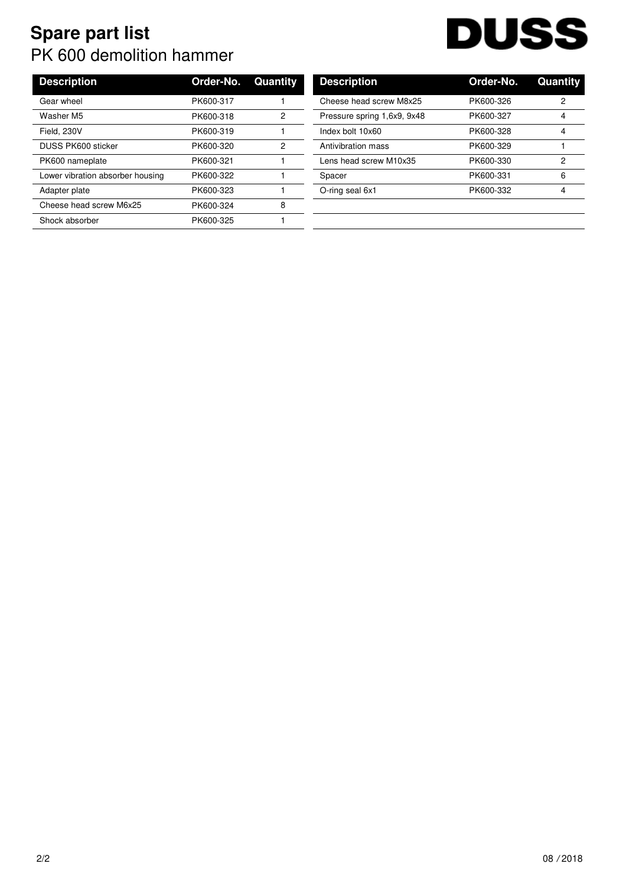# Spare part list

PK 600 demolition hammer

DUSS

| Description | Order-No. | Quantity |
|---|---|---|
| Gear wheel | PK600-317 | 1 |
| Washer M5 | PK600-318 | 2 |
| Field, 230V | PK600-319 | 1 |
| DUSS PK600 sticker | PK600-320 | 2 |
| PK600 nameplate | PK600-321 | 1 |
| Lower vibration absorber housing | PK600-322 | 1 |
| Adapter plate | PK600-323 | 1 |
| Cheese head screw M6x25 | PK600-324 | 8 |
| Shock absorber | PK600-325 | 1 |
| Cheese head screw M8x25 | PK600-326 | 2 |
| Pressure spring 1,6x9, 9x48 | PK600-327 | 4 |
| Index bolt 10x60 | PK600-328 | 4 |
| Antivibration mass | PK600-329 | 1 |
| Lens head screw M10x35 | PK600-330 | 2 |
| Spacer | PK600-331 | 6 |
| O-ring seal 6x1 | PK600-332 | 4 |

08 / 2018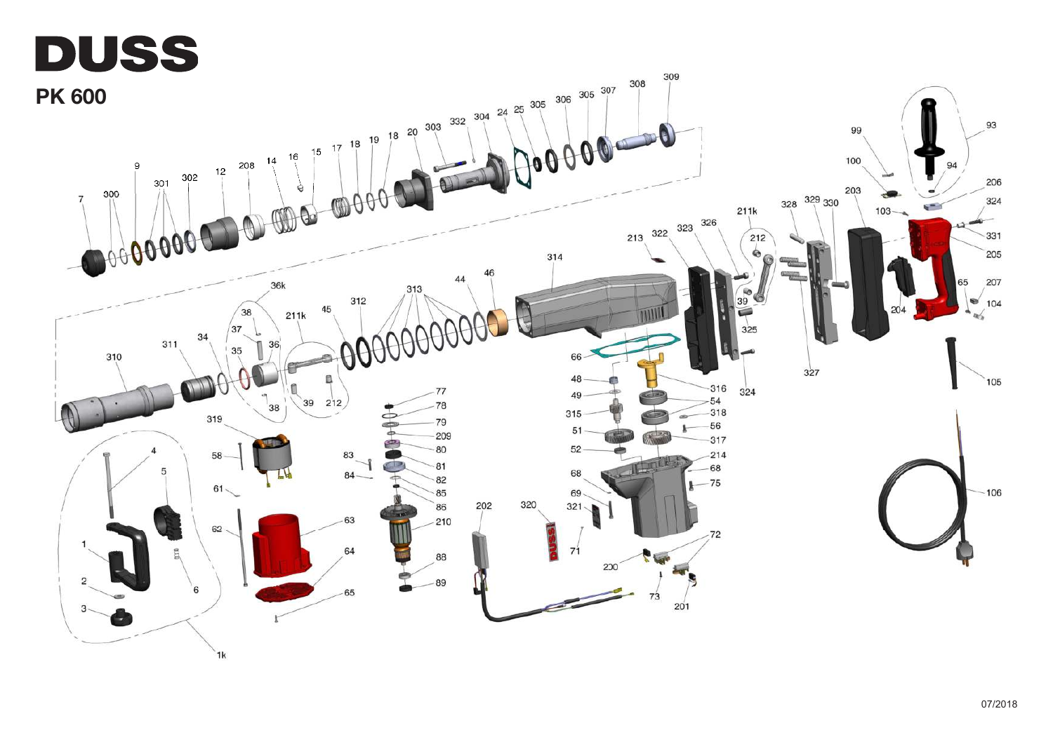# DUSS

**PK 600**

07/2018